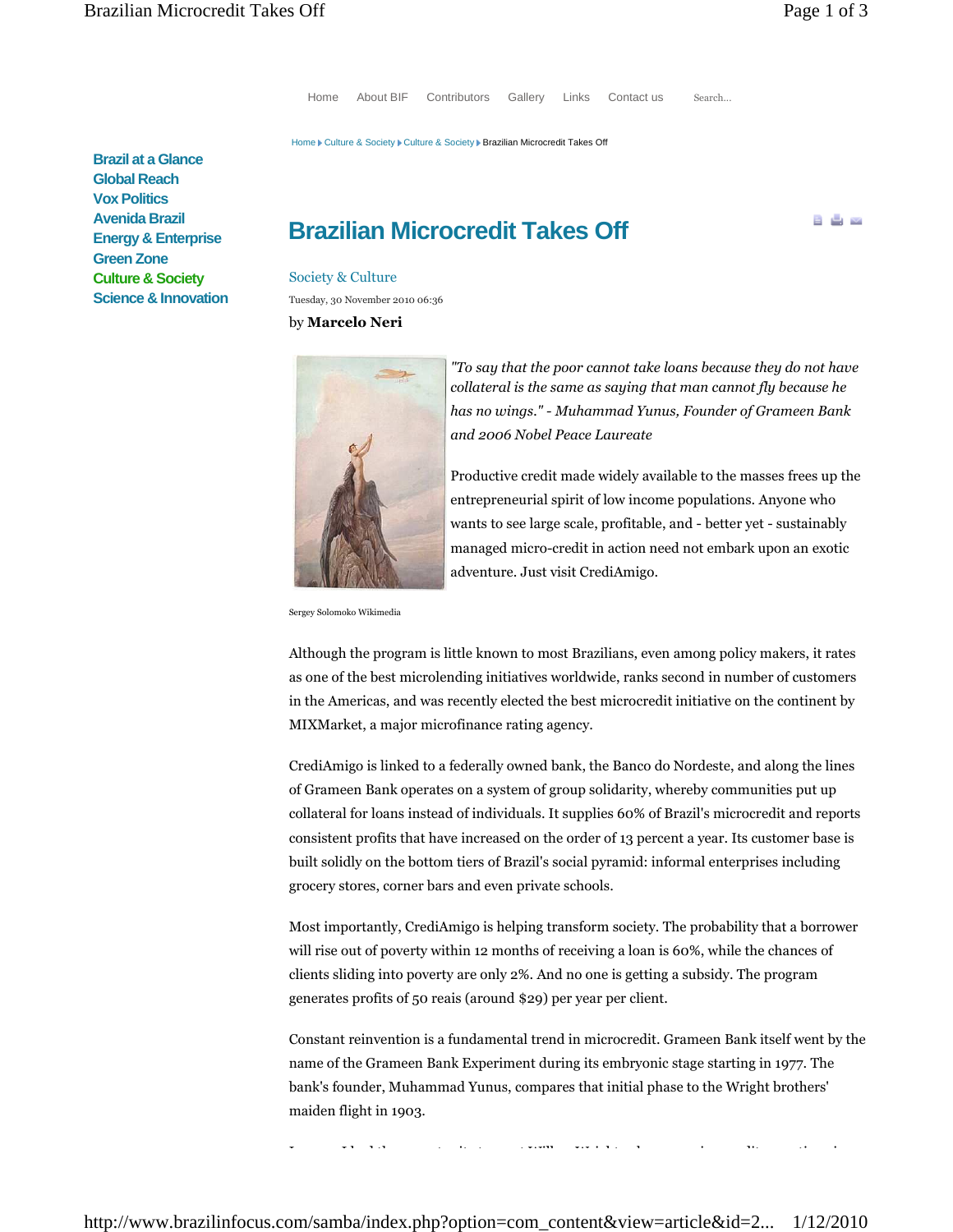Home About BIF Contributors Gallery Links Contact us

Home ▸ Culture & Society ▸ Culture & Society ▸ Brazilian Microcredit Takes Off

- Brazil at a Glance
- Global Reach
- Vox Politics
- Avenida Brazil
- Energy & Enterprise
- Green Zone
- Culture & Society
- Science & Innovation

# Brazilian Microcredit Takes Off

Society & Culture

Tuesday, 30 November 2010 06:36

by **Marcelo Neri**

*"To say that the poor cannot take loans because they do not have collateral is the same as saying that man cannot fly because he has no wings." - Muhammad Yunus, Founder of Grameen Bank and 2006 Nobel Peace Laureate*

Productive credit made widely available to the masses frees up the entrepreneurial spirit of low income populations. Anyone who wants to see large scale, profitable, and - better yet - sustainably managed micro-credit in action need not embark upon an exotic adventure. Just visit CrediAmigo.

Sergey Solomoko Wikimedia

Although the program is little known to most Brazilians, even among policy makers, it rates as one of the best microlending initiatives worldwide, ranks second in number of customers in the Americas, and was recently elected the best microcredit initiative on the continent by MIXMarket, a major microfinance rating agency.

CrediAmigo is linked to a federally owned bank, the Banco do Nordeste, and along the lines of Grameen Bank operates on a system of group solidarity, whereby communities put up collateral for loans instead of individuals. It supplies 60% of Brazil's microcredit and reports consistent profits that have increased on the order of 13 percent a year. Its customer base is built solidly on the bottom tiers of Brazil's social pyramid: informal enterprises including grocery stores, corner bars and even private schools.

Most importantly, CrediAmigo is helping transform society. The probability that a borrower will rise out of poverty within 12 months of receiving a loan is 60%, while the chances of clients sliding into poverty are only 2%. And no one is getting a subsidy. The program generates profits of 50 reais (around $29) per year per client.

Constant reinvention is a fundamental trend in microcredit. Grameen Bank itself went by the name of the Grameen Bank Experiment during its embryonic stage starting in 1977. The bank's founder, Muhammad Yunus, compares that initial phase to the Wright brothers' maiden flight in 1903.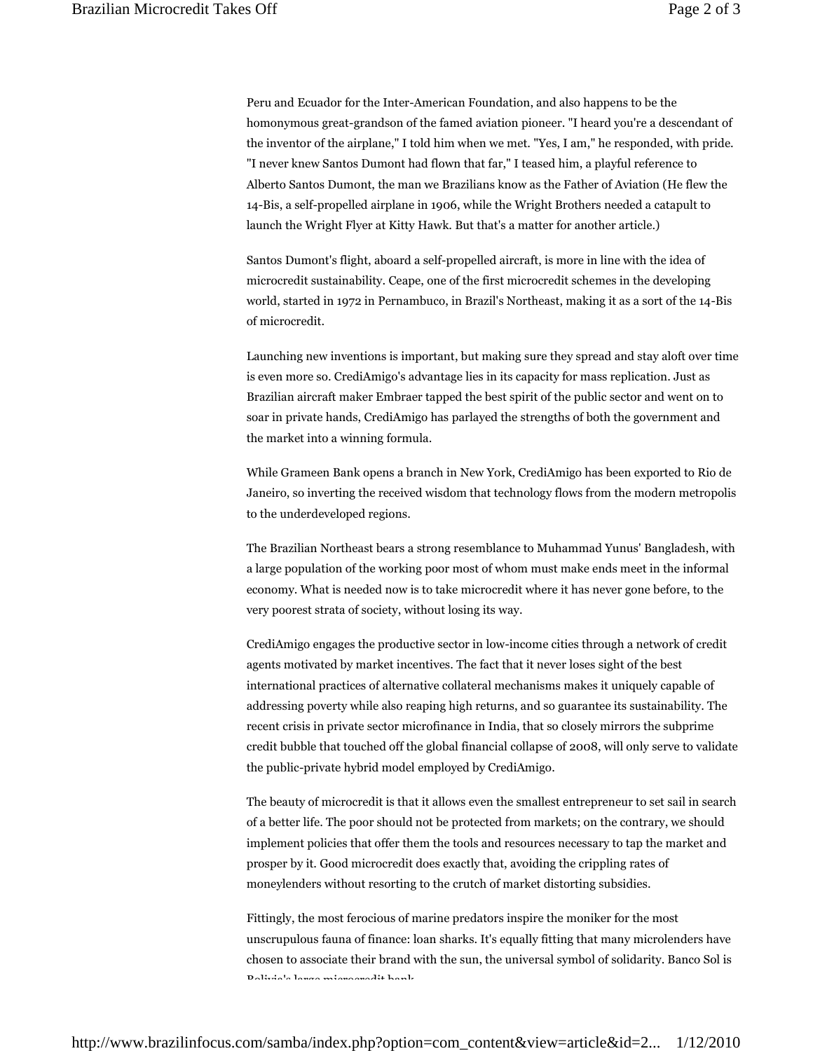Peru and Ecuador for the Inter-American Foundation, and also happens to be the homonymous great-grandson of the famed aviation pioneer. "I heard you're a descendant of the inventor of the airplane," I told him when we met. "Yes, I am," he responded, with pride. "I never knew Santos Dumont had flown that far," I teased him, a playful reference to Alberto Santos Dumont, the man we Brazilians know as the Father of Aviation (He flew the 14-Bis, a self-propelled airplane in 1906, while the Wright Brothers needed a catapult to launch the Wright Flyer at Kitty Hawk. But that's a matter for another article.)

Santos Dumont's flight, aboard a self-propelled aircraft, is more in line with the idea of microcredit sustainability. Ceape, one of the first microcredit schemes in the developing world, started in 1972 in Pernambuco, in Brazil's Northeast, making it as a sort of the 14-Bis of microcredit.

Launching new inventions is important, but making sure they spread and stay aloft over time is even more so. CrediAmigo's advantage lies in its capacity for mass replication. Just as Brazilian aircraft maker Embraer tapped the best spirit of the public sector and went on to soar in private hands, CrediAmigo has parlayed the strengths of both the government and the market into a winning formula.

While Grameen Bank opens a branch in New York, CrediAmigo has been exported to Rio de Janeiro, so inverting the received wisdom that technology flows from the modern metropolis to the underdeveloped regions.

The Brazilian Northeast bears a strong resemblance to Muhammad Yunus' Bangladesh, with a large population of the working poor most of whom must make ends meet in the informal economy. What is needed now is to take microcredit where it has never gone before, to the very poorest strata of society, without losing its way.

CrediAmigo engages the productive sector in low-income cities through a network of credit agents motivated by market incentives. The fact that it never loses sight of the best international practices of alternative collateral mechanisms makes it uniquely capable of addressing poverty while also reaping high returns, and so guarantee its sustainability. The recent crisis in private sector microfinance in India, that so closely mirrors the subprime credit bubble that touched off the global financial collapse of 2008, will only serve to validate the public-private hybrid model employed by CrediAmigo.

The beauty of microcredit is that it allows even the smallest entrepreneur to set sail in search of a better life. The poor should not be protected from markets; on the contrary, we should implement policies that offer them the tools and resources necessary to tap the market and prosper by it. Good microcredit does exactly that, avoiding the crippling rates of moneylenders without resorting to the crutch of market distorting subsidies.

Fittingly, the most ferocious of marine predators inspire the moniker for the most unscrupulous fauna of finance: loan sharks. It's equally fitting that many microlenders have chosen to associate their brand with the sun, the universal symbol of solidarity. Banco Sol is Bolivia's large microcredit bank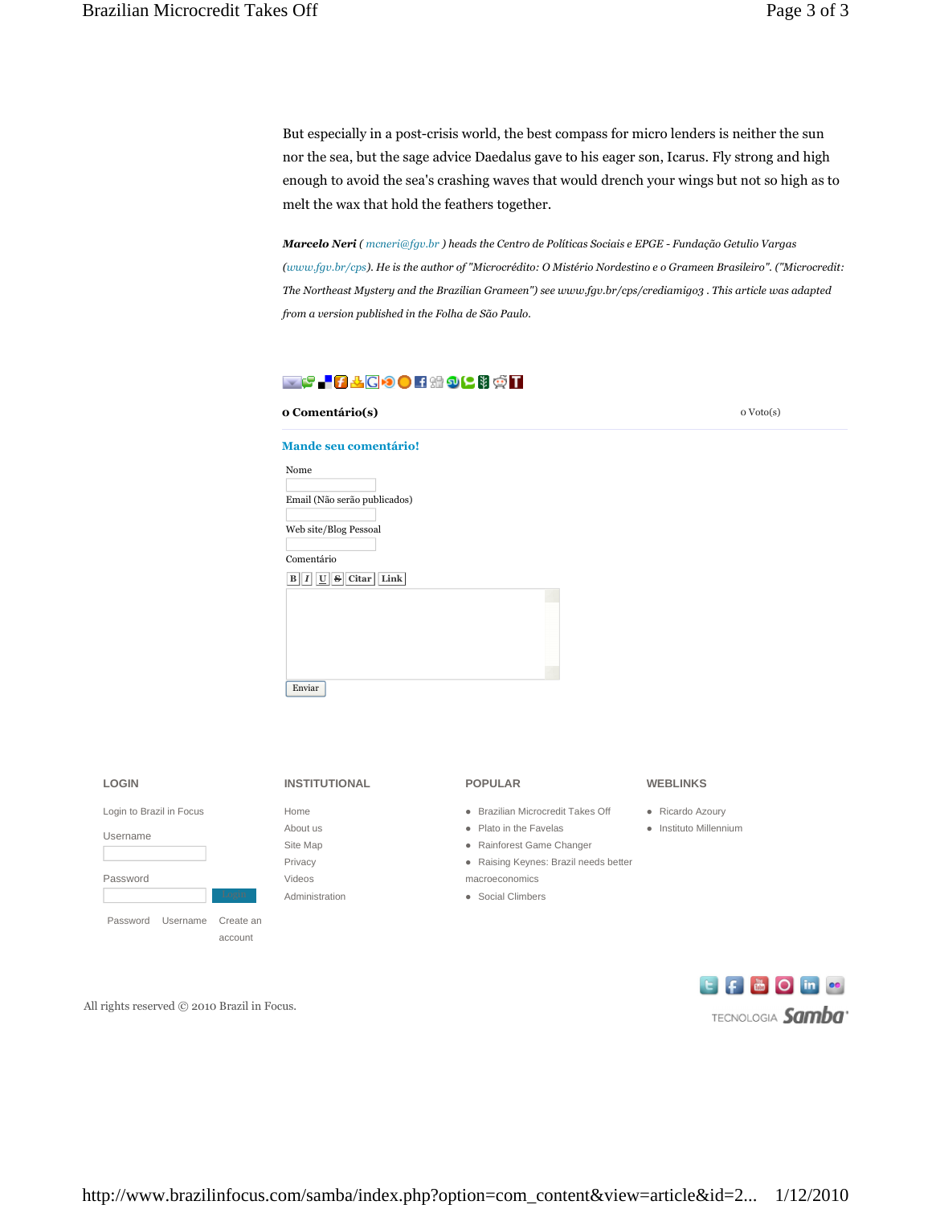But especially in a post-crisis world, the best compass for micro lenders is neither the sun nor the sea, but the sage advice Daedalus gave to his eager son, Icarus. Fly strong and high enough to avoid the sea's crashing waves that would drench your wings but not so high as to melt the wax that hold the feathers together.

***Marcelo Neri*** *( mcneri@fgv.br ) heads the Centro de Políticas Sociais e EPGE - Fundação Getulio Vargas (www.fgv.br/cps). He is the author of "Microcrédito: O Mistério Nordestino e o Grameen Brasileiro". ("Microcredit: The Northeast Mystery and the Brazilian Grameen") see www.fgv.br/cps/crediamigo3 . This article was adapted from a version published in the Folha de São Paulo.*

**0 Comentário(s)** 0 Voto(s)

**Mande seu comentário!**

Nome

Email (Não serão publicados)

Web site/Blog Pessoal

Comentário

B I U S Citar Link

Enviar

**LOGIN**

Login to Brazil in Focus

Username

Password

Password Username Create an account

**INSTITUTIONAL**

Home
About us
Site Map
Privacy
Videos
Administration

**POPULAR**

- Brazilian Microcredit Takes Off
- Plato in the Favelas
- Rainforest Game Changer
- Raising Keynes: Brazil needs better macroeconomics
- Social Climbers

**WEBLINKS**

- Ricardo Azoury
- Instituto Millennium

All rights reserved © 2010 Brazil in Focus.

TECNOLOGIA Samba